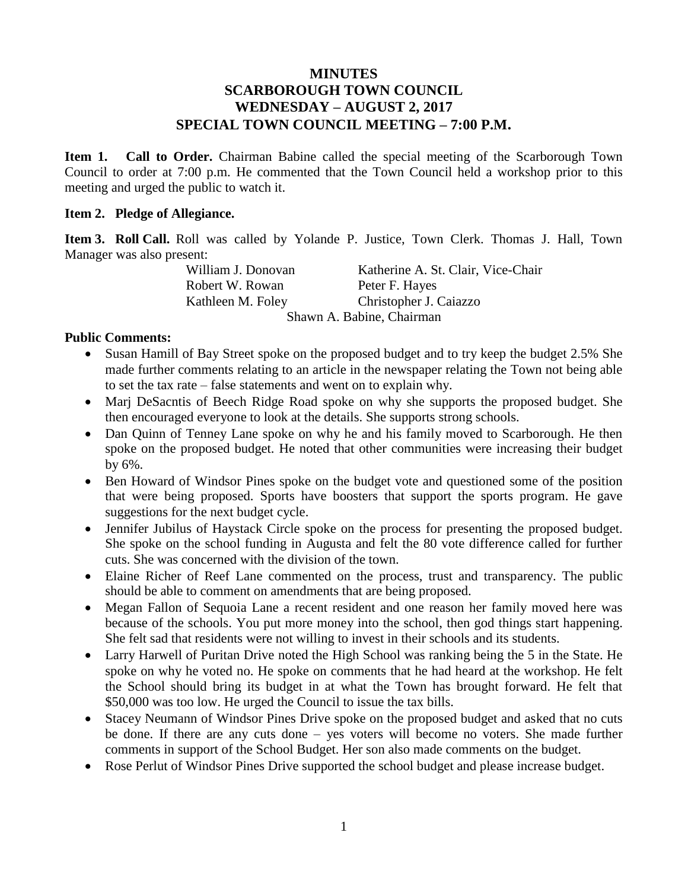# MINUTES
# SCARBOROUGH TOWN COUNCIL
# WEDNESDAY – AUGUST 2, 2017
# SPECIAL TOWN COUNCIL MEETING – 7:00 P.M.

**Item 1. Call to Order.** Chairman Babine called the special meeting of the Scarborough Town Council to order at 7:00 p.m. He commented that the Town Council held a workshop prior to this meeting and urged the public to watch it.

**Item 2. Pledge of Allegiance.**

**Item 3. Roll Call.** Roll was called by Yolande P. Justice, Town Clerk. Thomas J. Hall, Town Manager was also present:

| | |
|---|---|
| William J. Donovan | Katherine A. St. Clair, Vice-Chair |
| Robert W. Rowan | Peter F. Hayes |
| Kathleen M. Foley | Christopher J. Caiazzo |

Shawn A. Babine, Chairman

**Public Comments:**

- Susan Hamill of Bay Street spoke on the proposed budget and to try keep the budget 2.5% She made further comments relating to an article in the newspaper relating the Town not being able to set the tax rate – false statements and went on to explain why.
- Marj DeSacntis of Beech Ridge Road spoke on why she supports the proposed budget. She then encouraged everyone to look at the details. She supports strong schools.
- Dan Quinn of Tenney Lane spoke on why he and his family moved to Scarborough. He then spoke on the proposed budget. He noted that other communities were increasing their budget by 6%.
- Ben Howard of Windsor Pines spoke on the budget vote and questioned some of the position that were being proposed. Sports have boosters that support the sports program. He gave suggestions for the next budget cycle.
- Jennifer Jubilus of Haystack Circle spoke on the process for presenting the proposed budget. She spoke on the school funding in Augusta and felt the 80 vote difference called for further cuts. She was concerned with the division of the town.
- Elaine Richer of Reef Lane commented on the process, trust and transparency. The public should be able to comment on amendments that are being proposed.
- Megan Fallon of Sequoia Lane a recent resident and one reason her family moved here was because of the schools. You put more money into the school, then god things start happening. She felt sad that residents were not willing to invest in their schools and its students.
- Larry Harwell of Puritan Drive noted the High School was ranking being the 5 in the State. He spoke on why he voted no. He spoke on comments that he had heard at the workshop. He felt the School should bring its budget in at what the Town has brought forward. He felt that $50,000 was too low. He urged the Council to issue the tax bills.
- Stacey Neumann of Windsor Pines Drive spoke on the proposed budget and asked that no cuts be done. If there are any cuts done – yes voters will become no voters. She made further comments in support of the School Budget. Her son also made comments on the budget.
- Rose Perlut of Windsor Pines Drive supported the school budget and please increase budget.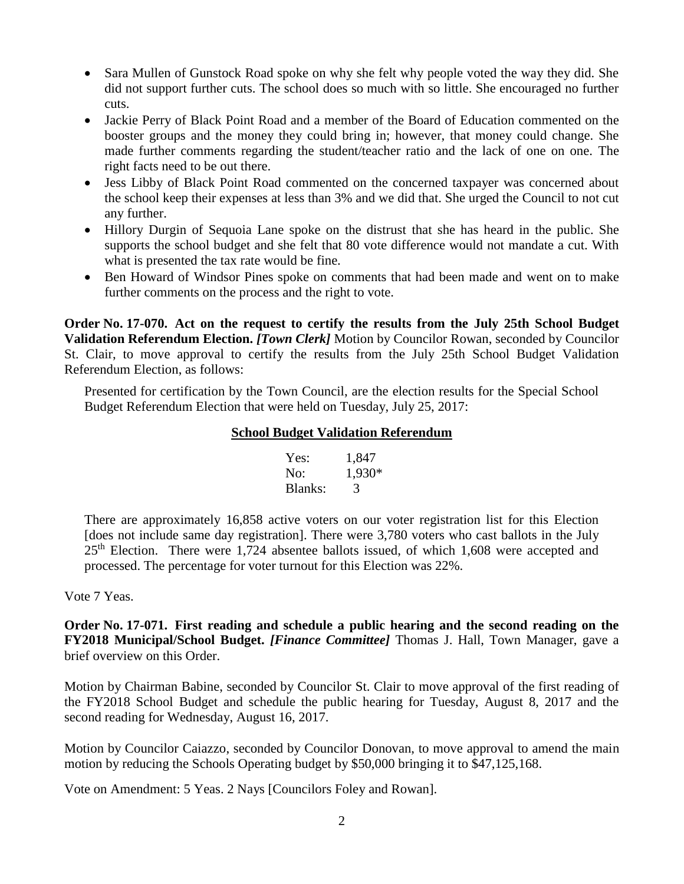- Sara Mullen of Gunstock Road spoke on why she felt why people voted the way they did. She did not support further cuts. The school does so much with so little. She encouraged no further cuts.
- Jackie Perry of Black Point Road and a member of the Board of Education commented on the booster groups and the money they could bring in; however, that money could change. She made further comments regarding the student/teacher ratio and the lack of one on one. The right facts need to be out there.
- Jess Libby of Black Point Road commented on the concerned taxpayer was concerned about the school keep their expenses at less than 3% and we did that. She urged the Council to not cut any further.
- Hillory Durgin of Sequoia Lane spoke on the distrust that she has heard in the public. She supports the school budget and she felt that 80 vote difference would not mandate a cut. With what is presented the tax rate would be fine.
- Ben Howard of Windsor Pines spoke on comments that had been made and went on to make further comments on the process and the right to vote.

**Order No. 17-070. Act on the request to certify the results from the July 25th School Budget Validation Referendum Election.** ***[Town Clerk]*** Motion by Councilor Rowan, seconded by Councilor St. Clair, to move approval to certify the results from the July 25th School Budget Validation Referendum Election, as follows:

> Presented for certification by the Town Council, are the election results for the Special School Budget Referendum Election that were held on Tuesday, July 25, 2017:
>
> **School Budget Validation Referendum**
>
> | | |
> |---|---|
> | Yes: | 1,847 |
> | No: | 1,930* |
> | Blanks: | 3 |
>
> There are approximately 16,858 active voters on our voter registration list for this Election [does not include same day registration]. There were 3,780 voters who cast ballots in the July 25th Election. There were 1,724 absentee ballots issued, of which 1,608 were accepted and processed. The percentage for voter turnout for this Election was 22%.

Vote 7 Yeas.

**Order No. 17-071. First reading and schedule a public hearing and the second reading on the FY2018 Municipal/School Budget.** ***[Finance Committee]*** Thomas J. Hall, Town Manager, gave a brief overview on this Order.

Motion by Chairman Babine, seconded by Councilor St. Clair to move approval of the first reading of the FY2018 School Budget and schedule the public hearing for Tuesday, August 8, 2017 and the second reading for Wednesday, August 16, 2017.

Motion by Councilor Caiazzo, seconded by Councilor Donovan, to move approval to amend the main motion by reducing the Schools Operating budget by $50,000 bringing it to $47,125,168.

Vote on Amendment: 5 Yeas. 2 Nays [Councilors Foley and Rowan].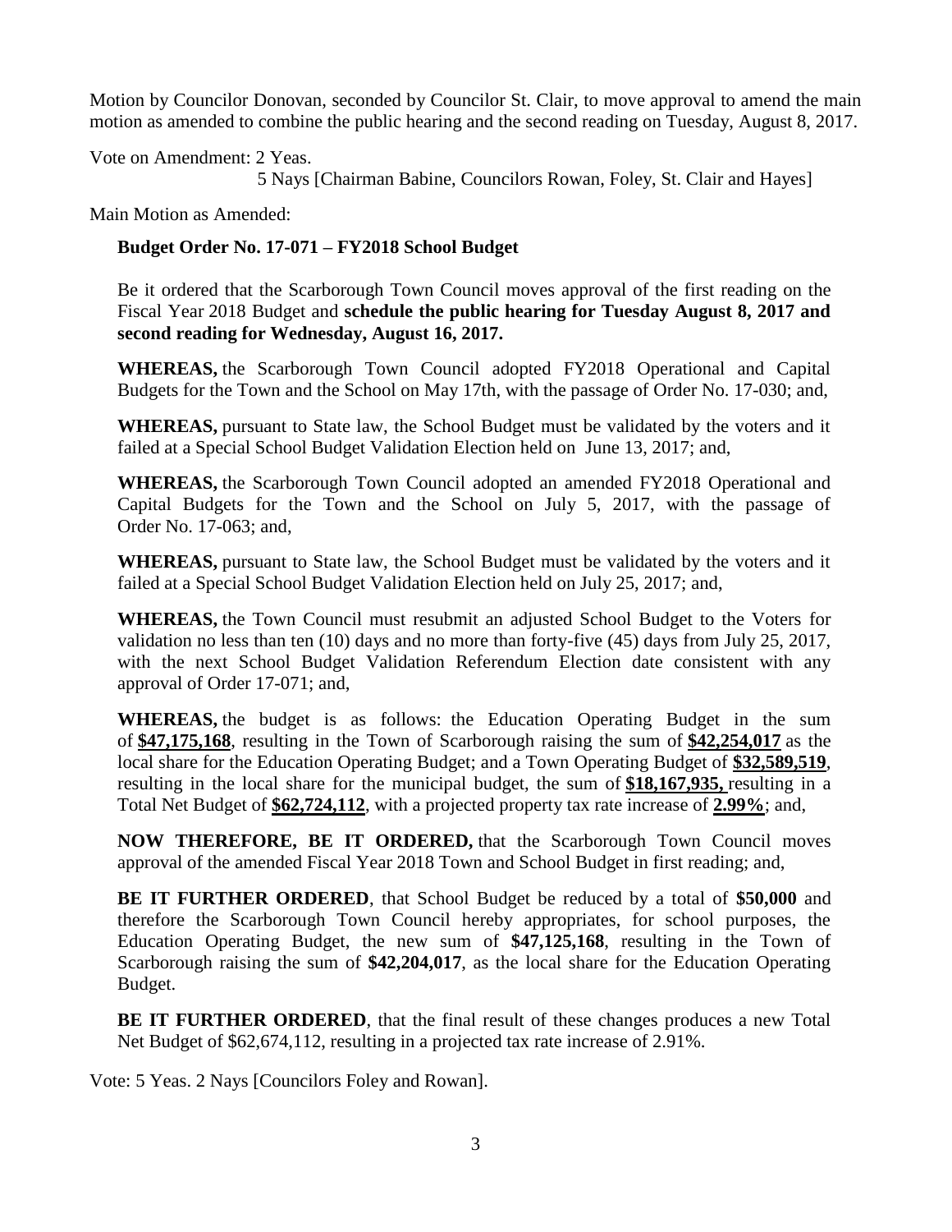Motion by Councilor Donovan, seconded by Councilor St. Clair, to move approval to amend the main motion as amended to combine the public hearing and the second reading on Tuesday, August 8, 2017.

Vote on Amendment: 2 Yeas.
5 Nays [Chairman Babine, Councilors Rowan, Foley, St. Clair and Hayes]

Main Motion as Amended:

**Budget Order No. 17-071 – FY2018 School Budget**

Be it ordered that the Scarborough Town Council moves approval of the first reading on the Fiscal Year 2018 Budget and **schedule the public hearing for Tuesday August 8, 2017 and second reading for Wednesday, August 16, 2017.**

**WHEREAS,** the Scarborough Town Council adopted FY2018 Operational and Capital Budgets for the Town and the School on May 17th, with the passage of Order No. 17-030; and,

**WHEREAS,** pursuant to State law, the School Budget must be validated by the voters and it failed at a Special School Budget Validation Election held on June 13, 2017; and,

**WHEREAS,** the Scarborough Town Council adopted an amended FY2018 Operational and Capital Budgets for the Town and the School on July 5, 2017, with the passage of Order No. 17-063; and,

**WHEREAS,** pursuant to State law, the School Budget must be validated by the voters and it failed at a Special School Budget Validation Election held on July 25, 2017; and,

**WHEREAS,** the Town Council must resubmit an adjusted School Budget to the Voters for validation no less than ten (10) days and no more than forty-five (45) days from July 25, 2017, with the next School Budget Validation Referendum Election date consistent with any approval of Order 17-071; and,

**WHEREAS,** the budget is as follows: the Education Operating Budget in the sum of **$47,175,168**, resulting in the Town of Scarborough raising the sum of **$42,254,017** as the local share for the Education Operating Budget; and a Town Operating Budget of **$32,589,519**, resulting in the local share for the municipal budget, the sum of **$18,167,935,** resulting in a Total Net Budget of **$62,724,112**, with a projected property tax rate increase of **2.99%**; and,

**NOW THEREFORE, BE IT ORDERED,** that the Scarborough Town Council moves approval of the amended Fiscal Year 2018 Town and School Budget in first reading; and,

**BE IT FURTHER ORDERED**, that School Budget be reduced by a total of **$50,000** and therefore the Scarborough Town Council hereby appropriates, for school purposes, the Education Operating Budget, the new sum of **$47,125,168**, resulting in the Town of Scarborough raising the sum of **$42,204,017**, as the local share for the Education Operating Budget.

**BE IT FURTHER ORDERED**, that the final result of these changes produces a new Total Net Budget of $62,674,112, resulting in a projected tax rate increase of 2.91%.

Vote: 5 Yeas. 2 Nays [Councilors Foley and Rowan].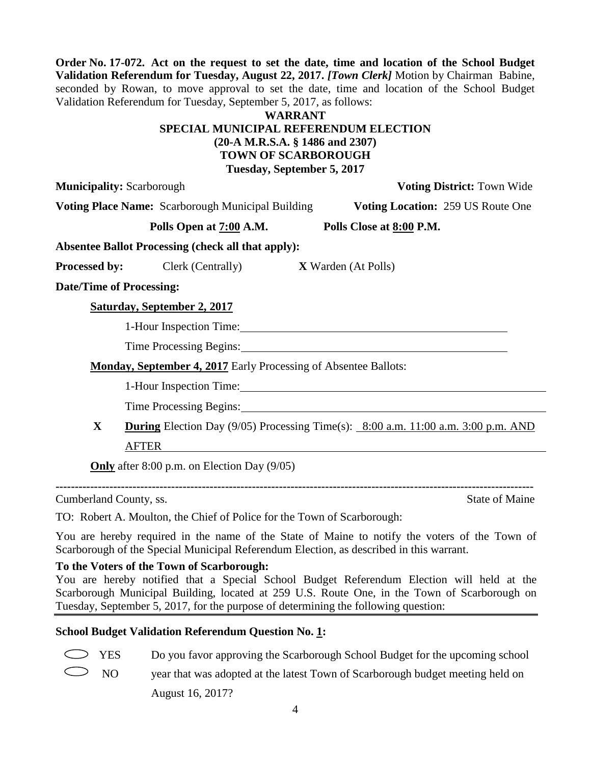**Order No. 17-072. Act on the request to set the date, time and location of the School Budget Validation Referendum for Tuesday, August 22, 2017.** ***[Town Clerk]*** Motion by Chairman Babine, seconded by Rowan, to move approval to set the date, time and location of the School Budget Validation Referendum for Tuesday, September 5, 2017, as follows:

**WARRANT**
**SPECIAL MUNICIPAL REFERENDUM ELECTION**
**(20-A M.R.S.A. § 1486 and 2307)**
**TOWN OF SCARBOROUGH**
**Tuesday, September 5, 2017**

**Municipality:** Scarborough **Voting District:** Town Wide

**Voting Place Name:** Scarborough Municipal Building **Voting Location:** 259 US Route One

**Polls Open at 7:00 A.M.** **Polls Close at 8:00 P.M.**

**Absentee Ballot Processing (check all that apply):**

**Processed by:** Clerk (Centrally) **X** Warden (At Polls)

**Date/Time of Processing:**

**Saturday, September 2, 2017**

1-Hour Inspection Time: ____________________

Time Processing Begins: ____________________

**Monday, September 4, 2017** Early Processing of Absentee Ballots:

1-Hour Inspection Time: ____________________

Time Processing Begins: ____________________

**X** **During** Election Day (9/05) Processing Time(s): 8:00 a.m. 11:00 a.m. 3:00 p.m. AND AFTER

**Only** after 8:00 p.m. on Election Day (9/05)

---

Cumberland County, ss. State of Maine

TO: Robert A. Moulton, the Chief of Police for the Town of Scarborough:

You are hereby required in the name of the State of Maine to notify the voters of the Town of Scarborough of the Special Municipal Referendum Election, as described in this warrant.

**To the Voters of the Town of Scarborough:**

You are hereby notified that a Special School Budget Referendum Election will held at the Scarborough Municipal Building, located at 259 U.S. Route One, in the Town of Scarborough on Tuesday, September 5, 2017, for the purpose of determining the following question:

**School Budget Validation Referendum Question No. 1:**

⬭ YES
⬭ NO

Do you favor approving the Scarborough School Budget for the upcoming school year that was adopted at the latest Town of Scarborough budget meeting held on August 16, 2017?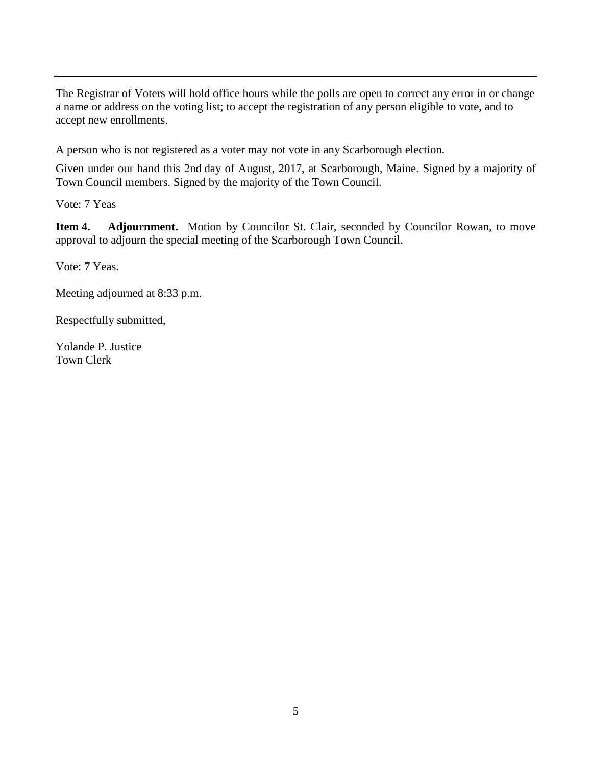The Registrar of Voters will hold office hours while the polls are open to correct any error in or change a name or address on the voting list; to accept the registration of any person eligible to vote, and to accept new enrollments.

A person who is not registered as a voter may not vote in any Scarborough election.

Given under our hand this 2nd day of August, 2017, at Scarborough, Maine. Signed by a majority of Town Council members. Signed by the majority of the Town Council.

Vote: 7 Yeas

**Item 4. Adjournment.** Motion by Councilor St. Clair, seconded by Councilor Rowan, to move approval to adjourn the special meeting of the Scarborough Town Council.

Vote: 7 Yeas.

Meeting adjourned at 8:33 p.m.

Respectfully submitted,

Yolande P. Justice
Town Clerk